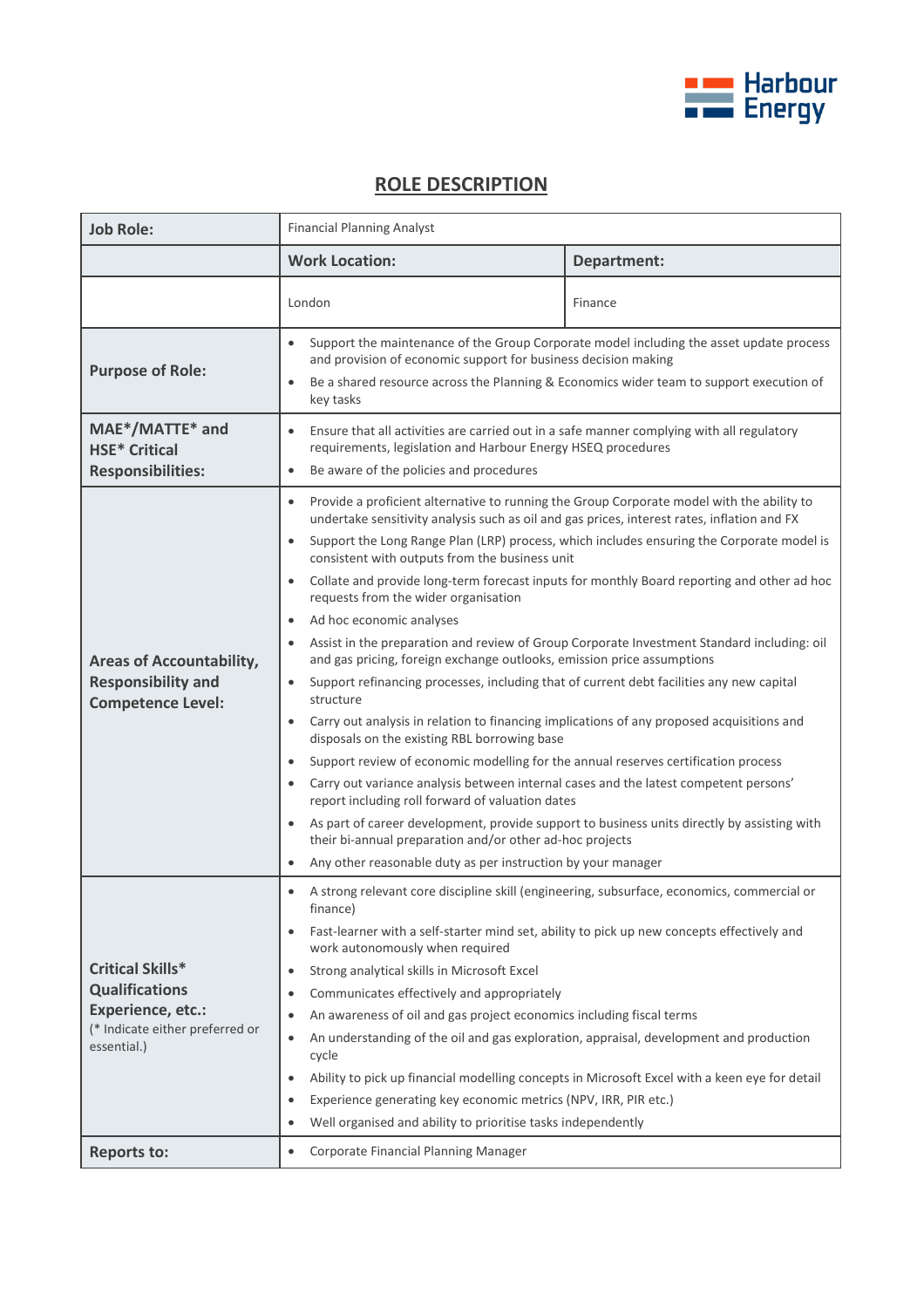Harbour Energy

# ROLE DESCRIPTION

| | | |
|---|---|---|
| **Job Role:** | Financial Planning Analyst | |
| | **Work Location:** | **Department:** |
| | London | Finance |
| **Purpose of Role:** | • Support the maintenance of the Group Corporate model including the asset update process and provision of economic support for business decision making<br>• Be a shared resource across the Planning & Economics wider team to support execution of key tasks | |
| **MAE*/MATTE* and HSE* Critical Responsibilities:** | • Ensure that all activities are carried out in a safe manner complying with all regulatory requirements, legislation and Harbour Energy HSEQ procedures<br>• Be aware of the policies and procedures | |
| **Areas of Accountability, Responsibility and Competence Level:** | • Provide a proficient alternative to running the Group Corporate model with the ability to undertake sensitivity analysis such as oil and gas prices, interest rates, inflation and FX<br>• Support the Long Range Plan (LRP) process, which includes ensuring the Corporate model is consistent with outputs from the business unit<br>• Collate and provide long-term forecast inputs for monthly Board reporting and other ad hoc requests from the wider organisation<br>• Ad hoc economic analyses<br>• Assist in the preparation and review of Group Corporate Investment Standard including: oil and gas pricing, foreign exchange outlooks, emission price assumptions<br>• Support refinancing processes, including that of current debt facilities any new capital structure<br>• Carry out analysis in relation to financing implications of any proposed acquisitions and disposals on the existing RBL borrowing base<br>• Support review of economic modelling for the annual reserves certification process<br>• Carry out variance analysis between internal cases and the latest competent persons' report including roll forward of valuation dates<br>• As part of career development, provide support to business units directly by assisting with their bi-annual preparation and/or other ad-hoc projects<br>• Any other reasonable duty as per instruction by your manager | |
| **Critical Skills* Qualifications Experience, etc.:**<br>(* Indicate either preferred or essential.) | • A strong relevant core discipline skill (engineering, subsurface, economics, commercial or finance)<br>• Fast-learner with a self-starter mind set, ability to pick up new concepts effectively and work autonomously when required<br>• Strong analytical skills in Microsoft Excel<br>• Communicates effectively and appropriately<br>• An awareness of oil and gas project economics including fiscal terms<br>• An understanding of the oil and gas exploration, appraisal, development and production cycle<br>• Ability to pick up financial modelling concepts in Microsoft Excel with a keen eye for detail<br>• Experience generating key economic metrics (NPV, IRR, PIR etc.)<br>• Well organised and ability to prioritise tasks independently | |
| **Reports to:** | • Corporate Financial Planning Manager | |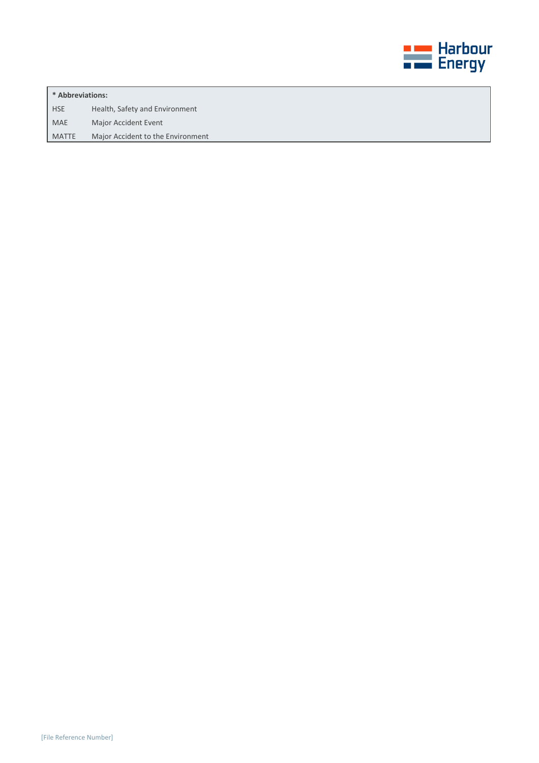| * **Abbreviations:** | |
|---|---|
| HSE | Health, Safety and Environment |
| MAE | Major Accident Event |
| MATTE | Major Accident to the Environment |